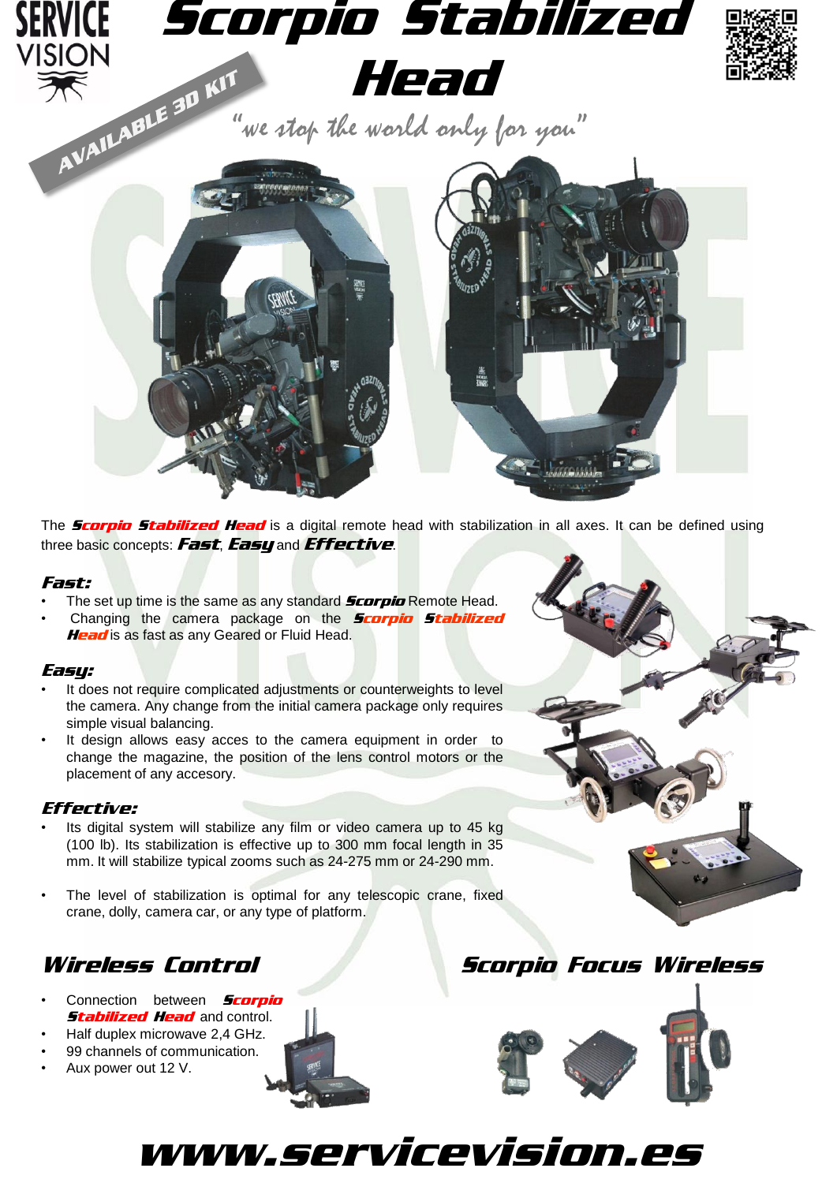# Scorpio Stabilized Head

AVAILABLE 3D KIT

*"we stop the world only for you"*

The ***Scorpio Stabilized Head*** is a digital remote head with stabilization in all axes. It can be defined using three basic concepts: ***Fast***, ***Easy*** and ***Effective***.

### *Fast:*

- The set up time is the same as any standard ***Scorpio*** Remote Head.
- Changing the camera package on the ***Scorpio Stabilized Head*** is as fast as any Geared or Fluid Head.

### *Easy:*

- It does not require complicated adjustments or counterweights to level the camera. Any change from the initial camera package only requires simple visual balancing.
- It design allows easy acces to the camera equipment in order to change the magazine, the position of the lens control motors or the placement of any accesory.

### *Effective:*

- Its digital system will stabilize any film or video camera up to 45 kg (100 lb). Its stabilization is effective up to 300 mm focal length in 35 mm. It will stabilize typical zooms such as 24-275 mm or 24-290 mm.
- The level of stabilization is optimal for any telescopic crane, fixed crane, dolly, camera car, or any type of platform.

## *Wireless Control*

- Connection between ***Scorpio Stabilized Head*** and control.
- Half duplex microwave 2,4 GHz.
- 99 channels of communication.
- Aux power out 12 V.

## *Scorpio Focus Wireless*

# www.servicevision.es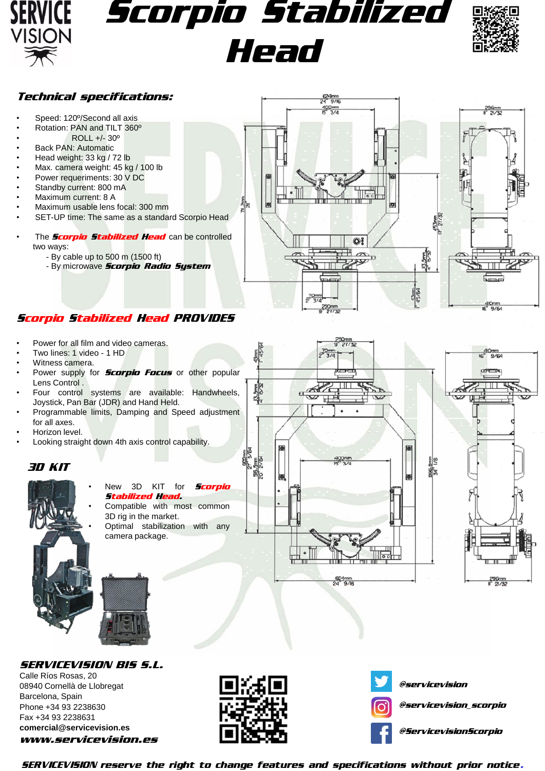# Scorpio Stabilized Head

## Technical specifications:

- Speed: 120º/Second all axis
- Rotation: PAN and TILT 360º
- ROLL +/- 30º
- Back PAN: Automatic
- Head weight: 33 kg / 72 lb
- Max. camera weight: 45 kg / 100 lb
- Power requeriments: 30 V DC
- Standby current: 800 mA
- Maximum current: 8 A
- Maximum usable lens focal: 300 mm
- SET-UP time: The same as a standard Scorpio Head

- The ***Scorpio Stabilized Head*** can be controlled two ways:
  - By cable up to 500 m (1500 ft)
  - By microwave ***Scorpio Radio System***

624mm
24" 9/16
400mm
15" 3/4
296mm
11" 21/32
711,2mm
28"
453mm
17" 27/32
113,5mm
4" 15/32
43mm
1" 45/64
70mm
2" 3/4
250mm
9" 27/32
410mm
16" 9/64

## *Scorpio Stabilized Head* PROVIDES

- Power for all film and video cameras.
- Two lines: 1 video - 1 HD
- Witness camera.
- Power supply for ***Scorpio Focus*** or other popular Lens Control .
- Four control systems are available: Handwheels, Joystick, Pan Bar (JDR) and Hand Held.
- Programmable limits, Damping and Speed adjustment for all axes.
- Horizon level.
- Looking straight down 4th axis control capability.

250mm
9" 27/32
70mm
2" 3/4
410mm
16" 9/64
43mm
1" 45/64
113,5mm
4" 15/32
400mm
15" 3/4
693mm
27" 5/64
526,5mm
20" 47/64
866,8mm
34" 1/8
624mm
24" 9/16
296mm
11" 21/32

## 3D KIT

- New 3D KIT for ***Scorpio Stabilized Head.***
- Compatible with most common 3D rig in the market.
- Optimal stabilization with any camera package.

**SERVICEVISION BIS S.L.**
Calle Ríos Rosas, 20
08940 Cornellà de Llobregat
Barcelona, Spain
Phone +34 93 2238630
Fax +34 93 2238631
comercial@servicevision.es
**www.servicevision.es**

@servicevision
@servicevision_scorpio
@ServicevisionScorpio

*SERVICEVISION reserve the right to change features and specifications without prior notice.*